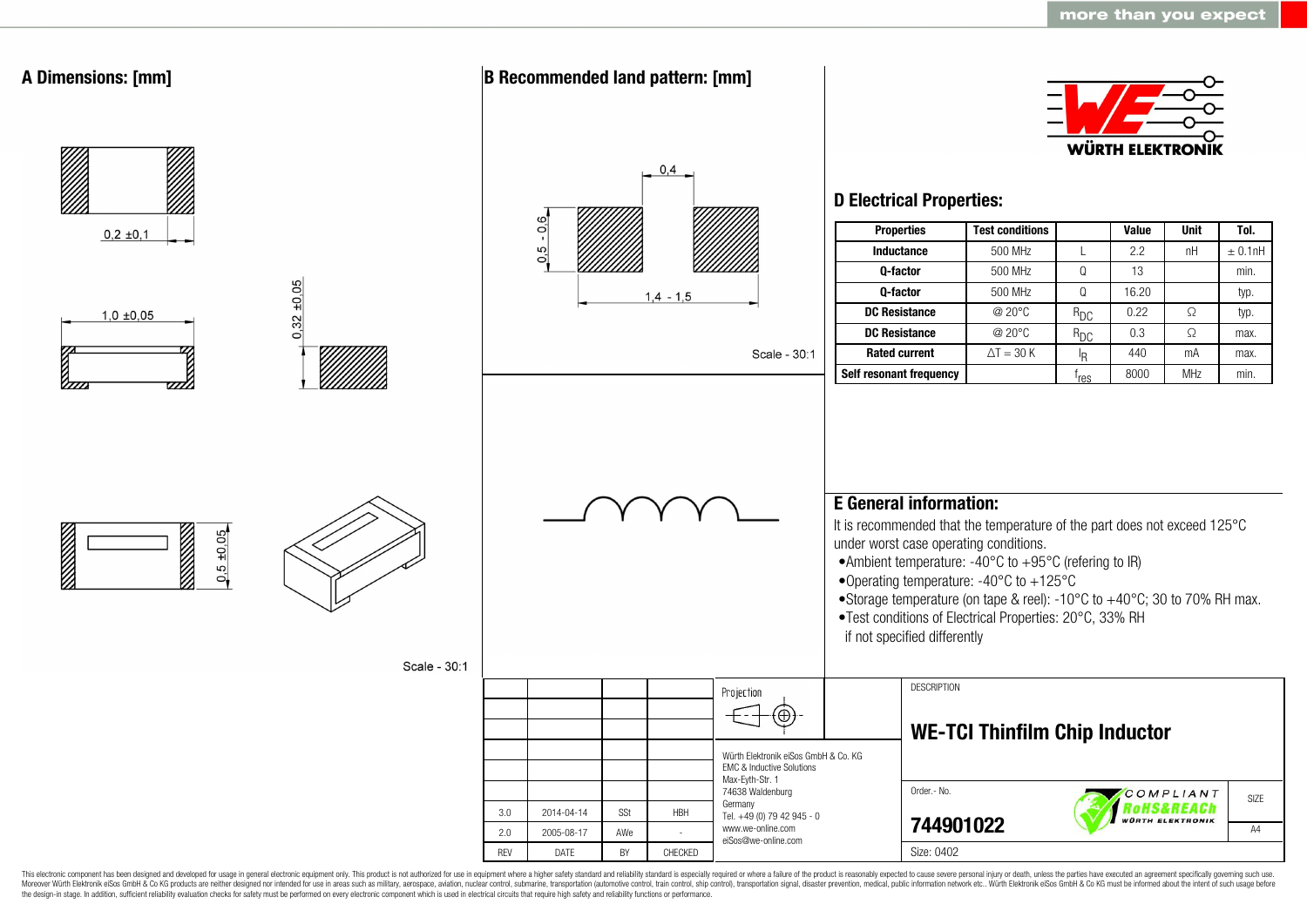more than you expect

## A Dimensions: [mm]

0,2 ±0,1

1,0 ±0,05

0,32 ±0,05

0,5 ±0,05

Scale - 30:1

## B Recommended land pattern: [mm]

0,4

0,5 - 0,6

1,4 - 1,5

Scale - 30:1

WÜRTH ELEKTRONIK

## D Electrical Properties:

| Properties | Test conditions | | Value | Unit | Tol. |
|---|---|---|---|---|---|
| Inductance | 500 MHz | L | 2.2 | nH | ± 0.1nH |
| Q-factor | 500 MHz | Q | 13 | | min. |
| Q-factor | 500 MHz | Q | 16.20 | | typ. |
| DC Resistance | @ 20°C | $R_{DC}$ | 0.22 | Ω | typ. |
| DC Resistance | @ 20°C | $R_{DC}$ | 0.3 | Ω | max. |
| Rated current | ΔT = 30 K | $I_R$ | 440 | mA | max. |
| Self resonant frequency | | $f_{res}$ | 8000 | MHz | min. |

## E General information:

It is recommended that the temperature of the part does not exceed 125°C under worst case operating conditions.

- Ambient temperature: -40°C to +95°C (refering to IR)
- Operating temperature: -40°C to +125°C
- Storage temperature (on tape & reel): -10°C to +40°C; 30 to 70% RH max.
- Test conditions of Electrical Properties: 20°C, 33% RH if not specified differently

| REV | DATE | BY | CHECKED |
|---|---|---|---|
| 3.0 | 2014-04-14 | SSt | HBH |
| 2.0 | 2005-08-17 | AWe | - |

Projection

Würth Elektronik eiSos GmbH & Co. KG
EMC & Inductive Solutions
Max-Eyth-Str. 1
74638 Waldenburg
Germany
Tel. +49 (0) 79 42 945 - 0
www.we-online.com
eiSos@we-online.com

DESCRIPTION

**WE-TCI Thinfilm Chip Inductor**

Order.- No.

**744901022**

COMPLIANT RoHS&REACh WÜRTH ELEKTRONIK

SIZE: A4

Size: 0402

This electronic component has been designed and developed for usage in general electronic equipment only. This product is not authorized for use in equipment where a higher safety standard and reliability standard is especially required or where a failure of the product is reasonably expected to cause severe personal injury or death, unless the parties have executed an agreement specifically governing such use. Moreover Würth Elektronik eiSos GmbH & Co KG products are neither designed nor intended for use in areas such as military, aerospace, aviation, nuclear control, submarine, transportation (automotive control, train control, ship control), transportation signal, disaster prevention, medical, public information network etc.. Würth Elektronik eiSos GmbH & Co KG must be informed about the intent of such usage before the design-in stage. In addition, sufficient reliability evaluation checks for safety must be performed on every electronic component which is used in electrical circuits that require high safety and reliability functions or performance.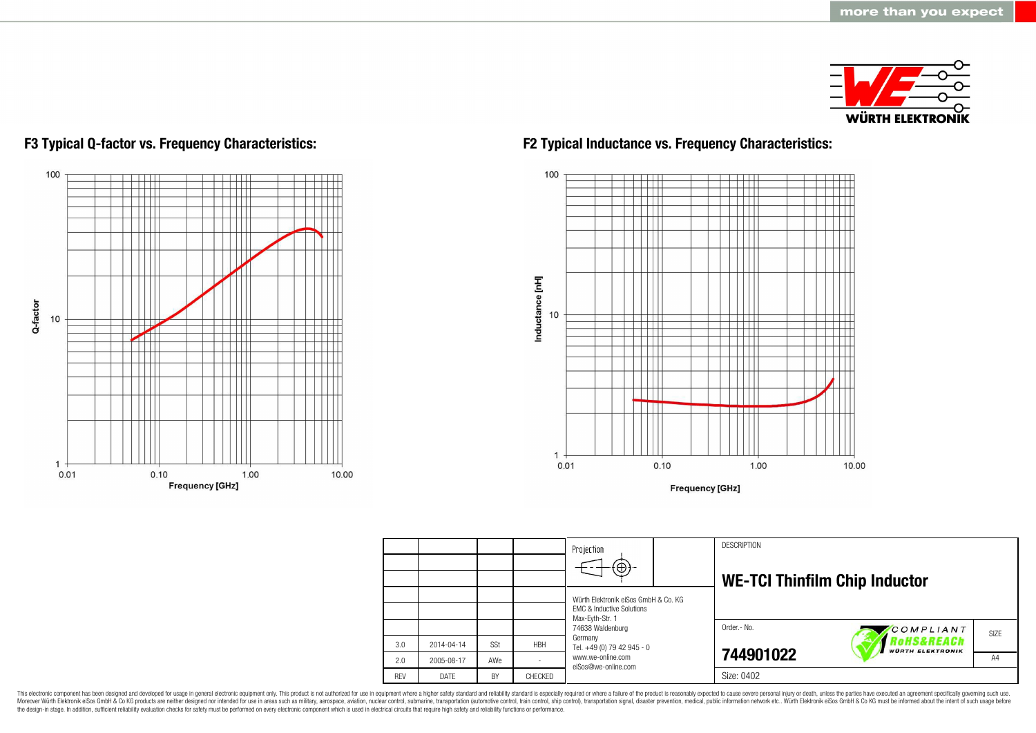## F3 Typical Q-factor vs. Frequency Characteristics:

Q-factor

100

10

1

0.01 0.10 1.00 10.00

Frequency [GHz]

## F2 Typical Inductance vs. Frequency Characteristics:

Inductance [nH]

100

10

1

0.01 0.10 1.00 10.00

Frequency [GHz]

| | | | |
|---|---|---|---|
| | | | |
| | | | |
| | | | |
| | | | |
| | | | |
| 3.0 | 2014-04-14 | SSt | HBH |
| 2.0 | 2005-08-17 | AWe | - |
| REV | DATE | BY | CHECKED |

Projection

Würth Elektronik eiSos GmbH & Co. KG
EMC & Inductive Solutions
Max-Eyth-Str. 1
74638 Waldenburg
Germany
Tel. +49 (0) 79 42 945 - 0
www.we-online.com
eiSos@we-online.com

DESCRIPTION

**WE-TCI Thinfilm Chip Inductor**

Order.- No.

**744901022**

COMPLIANT RoHS&REACh WÜRTH ELEKTRONIK

SIZE A4

Size: 0402

This electronic component has been designed and developed for usage in general electronic equipment only. This product is not authorized for use in equipment where a higher safety standard and reliability standard is especially required or where a failure of the product is reasonably expected to cause severe personal injury or death, unless the parties have executed an agreement specifically governing such use. Moreover Würth Elektronik eiSos GmbH & Co KG products are neither designed nor intended for use in areas such as military, aerospace, aviation, nuclear control, submarine, transportation (automotive control, train control, ship control), transportation signal, disaster prevention, medical, public information network etc.. Würth Elektronik eiSos GmbH & Co KG must be informed about the intent of such usage before the design-in stage. In addition, sufficient reliability evaluation checks for safety must be performed on every electronic component which is used in electrical circuits that require high safety and reliability functions or performance.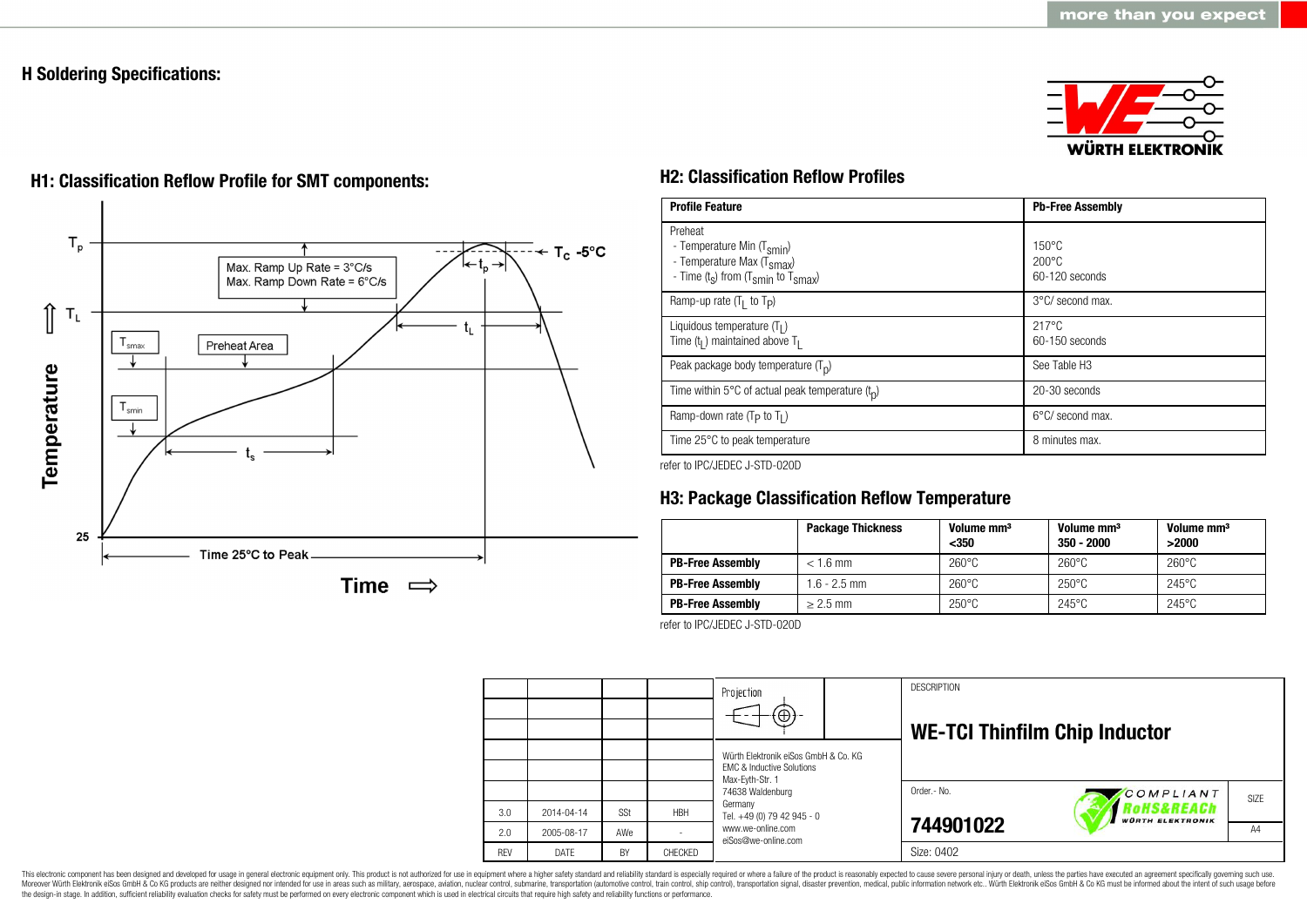## H Soldering Specifications:

### H1: Classification Reflow Profile for SMT components:

$T_p$

$T_C$ -5°C

$t_p$

Max. Ramp Up Rate = 3°C/s
Max. Ramp Down Rate = 6°C/s

$T_L$

$t_L$

$T_{smax}$

Preheat Area

$T_{smin}$

$t_s$

Temperature

25

Time 25°C to Peak

Time ⇨

### H2: Classification Reflow Profiles

| Profile Feature | Pb-Free Assembly |
|---|---|
| Preheat<br>- Temperature Min ($T_{smin}$)<br>- Temperature Max ($T_{smax}$)<br>- Time ($t_s$) from ($T_{smin}$ to $T_{smax}$) | <br>150°C<br>200°C<br>60-120 seconds |
| Ramp-up rate ($T_L$ to $T_P$) | 3°C/ second max. |
| Liquidous temperature ($T_L$)<br>Time ($t_L$) maintained above $T_L$ | 217°C<br>60-150 seconds |
| Peak package body temperature ($T_p$) | See Table H3 |
| Time within 5°C of actual peak temperature ($t_p$) | 20-30 seconds |
| Ramp-down rate ($T_P$ to $T_L$) | 6°C/ second max. |
| Time 25°C to peak temperature | 8 minutes max. |

refer to IPC/JEDEC J-STD-020D

### H3: Package Classification Reflow Temperature

| | Package Thickness | Volume mm³ <350 | Volume mm³ 350 - 2000 | Volume mm³ >2000 |
|---|---|---|---|---|
| **PB-Free Assembly** | < 1.6 mm | 260°C | 260°C | 260°C |
| **PB-Free Assembly** | 1.6 - 2.5 mm | 260°C | 250°C | 245°C |
| **PB-Free Assembly** | ≥ 2.5 mm | 250°C | 245°C | 245°C |

refer to IPC/JEDEC J-STD-020D

| REV | DATE | BY | CHECKED |
|---|---|---|---|
| 3.0 | 2014-04-14 | SSt | HBH |
| 2.0 | 2005-08-17 | AWe | - |

Projection

Würth Elektronik eiSos GmbH & Co. KG
EMC & Inductive Solutions
Max-Eyth-Str. 1
74638 Waldenburg
Germany
Tel. +49 (0) 79 42 945 - 0
www.we-online.com
eiSos@we-online.com

DESCRIPTION

**WE-TCI Thinfilm Chip Inductor**

Order.- No.

**744901022**

Size: 0402

SIZE A4

COMPLIANT RoHS&REACh WÜRTH ELEKTRONIK

This electronic component has been designed and developed for usage in general electronic equipment only. This product is not authorized for use in equipment where a higher safety standard and reliability standard is especially required or where a failure of the product is reasonably expected to cause severe personal injury or death, unless the parties have executed an agreement specifically governing such use. Moreover Würth Elektronik eiSos GmbH & Co KG products are neither designed nor intended for use in areas such as military, aerospace, aviation, nuclear control, submarine, transportation (automotive control, train control, ship control), transportation signal, disaster prevention, medical, public information network etc.. Würth Elektronik eiSos GmbH & Co KG must be informed about the intent of such usage before the design-in stage. In addition, sufficient reliability evaluation checks for safety must be performed on every electronic component which is used in electrical circuits that require high safety and reliability functions or performance.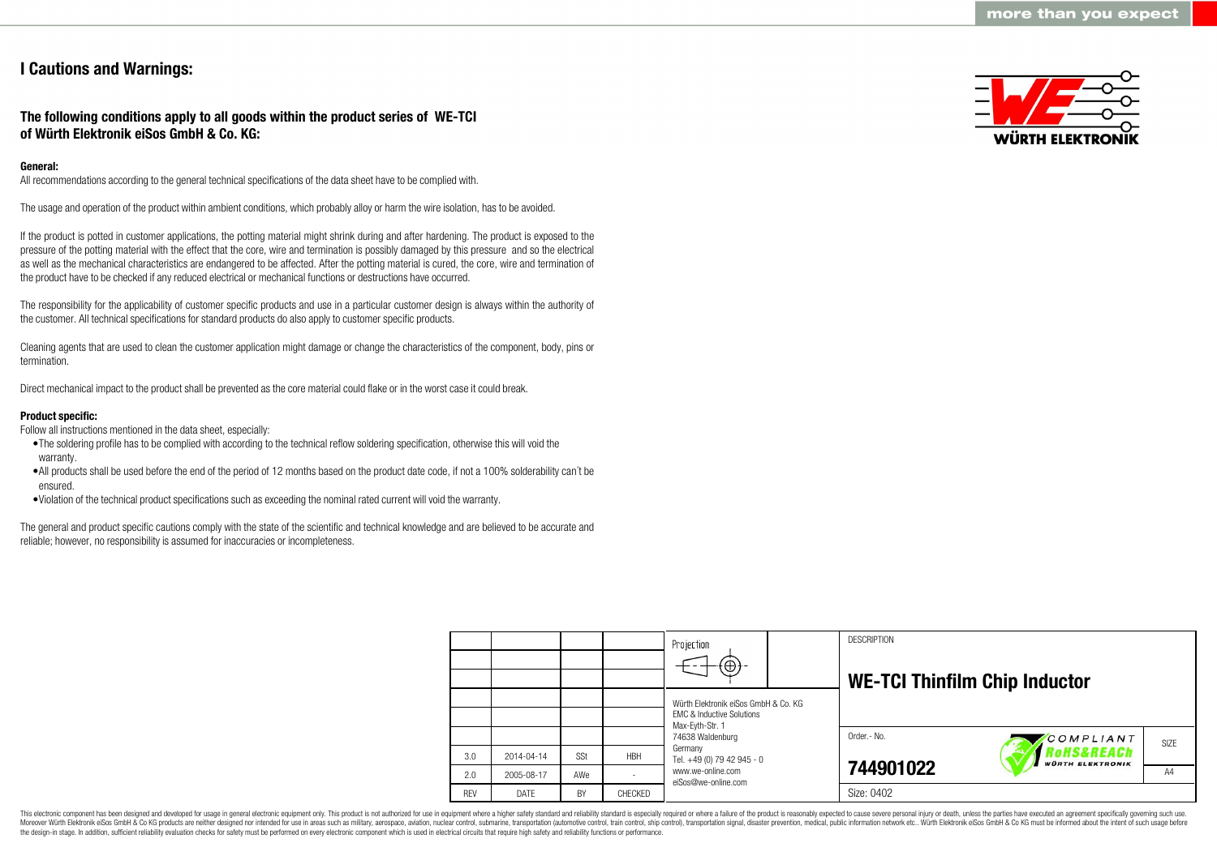# I Cautions and Warnings:

## The following conditions apply to all goods within the product series of WE-TCI of Würth Elektronik eiSos GmbH & Co. KG:

**General:**
All recommendations according to the general technical specifications of the data sheet have to be complied with.

The usage and operation of the product within ambient conditions, which probably alloy or harm the wire isolation, has to be avoided.

If the product is potted in customer applications, the potting material might shrink during and after hardening. The product is exposed to the pressure of the potting material with the effect that the core, wire and termination is possibly damaged by this pressure and so the electrical as well as the mechanical characteristics are endangered to be affected. After the potting material is cured, the core, wire and termination of the product have to be checked if any reduced electrical or mechanical functions or destructions have occurred.

The responsibility for the applicability of customer specific products and use in a particular customer design is always within the authority of the customer. All technical specifications for standard products do also apply to customer specific products.

Cleaning agents that are used to clean the customer application might damage or change the characteristics of the component, body, pins or termination.

Direct mechanical impact to the product shall be prevented as the core material could flake or in the worst case it could break.

**Product specific:**
Follow all instructions mentioned in the data sheet, especially:

- The soldering profile has to be complied with according to the technical reflow soldering specification, otherwise this will void the warranty.
- All products shall be used before the end of the period of 12 months based on the product date code, if not a 100% solderability can´t be ensured.
- Violation of the technical product specifications such as exceeding the nominal rated current will void the warranty.

The general and product specific cautions comply with the state of the scientific and technical knowledge and are believed to be accurate and reliable; however, no responsibility is assumed for inaccuracies or incompleteness.

| REV | DATE | BY | CHECKED |
|---|---|---|---|
| 3.0 | 2014-04-14 | SSt | HBH |
| 2.0 | 2005-08-17 | AWe | - |

Projection

Würth Elektronik eiSos GmbH & Co. KG
EMC & Inductive Solutions
Max-Eyth-Str. 1
74638 Waldenburg
Germany
Tel. +49 (0) 79 42 945 - 0
www.we-online.com
eiSos@we-online.com

DESCRIPTION

**WE-TCI Thinfilm Chip Inductor**

Order.- No.

**744901022**

COMPLIANT RoHS&REACh WÜRTH ELEKTRONIK

SIZE A4

Size: 0402

This electronic component has been designed and developed for usage in general electronic equipment only. This product is not authorized for use in equipment where a higher safety standard and reliability standard is especially required or where a failure of the product is reasonably expected to cause severe personal injury or death, unless the parties have executed an agreement specifically governing such use. Moreover Würth Elektronik eiSos GmbH & Co KG products are neither designed nor intended for use in areas such as military, aerospace, aviation, nuclear control, submarine, transportation (automotive control, train control, ship control), transportation signal, disaster prevention, medical, public information network etc.. Würth Elektronik eiSos GmbH & Co KG must be informed about the intent of such usage before the design-in stage. In addition, sufficient reliability evaluation checks for safety must be performed on every electronic component which is used in electrical circuits that require high safety and reliability functions or performance.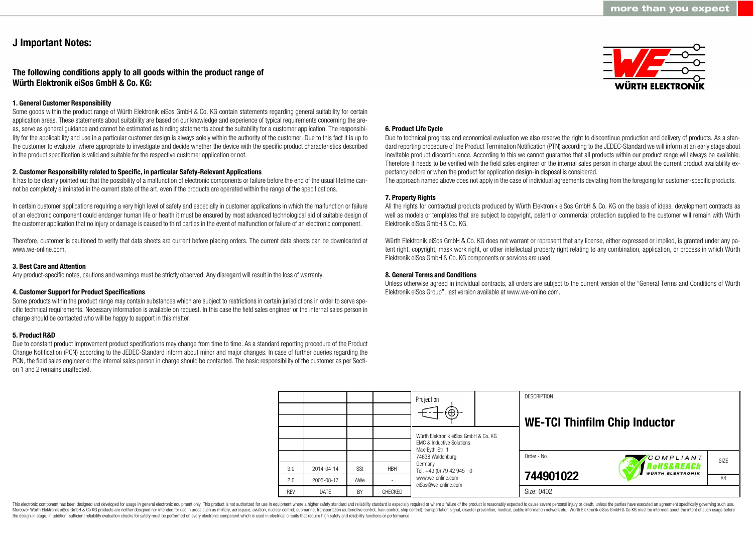## J Important Notes:

### The following conditions apply to all goods within the product range of Würth Elektronik eiSos GmbH & Co. KG:

**1. General Customer Responsibility**

Some goods within the product range of Würth Elektronik eiSos GmbH & Co. KG contain statements regarding general suitability for certain application areas. These statements about suitability are based on our knowledge and experience of typical requirements concerning the areas, serve as general guidance and cannot be estimated as binding statements about the suitability for a customer application. The responsibility for the applicability and use in a particular customer design is always solely within the authority of the customer. Due to this fact it is up to the customer to evaluate, where appropriate to investigate and decide whether the device with the specific product characteristics described in the product specification is valid and suitable for the respective customer application or not.

**2. Customer Responsibility related to Specific, in particular Safety-Relevant Applications**

It has to be clearly pointed out that the possibility of a malfunction of electronic components or failure before the end of the usual lifetime cannot be completely eliminated in the current state of the art, even if the products are operated within the range of the specifications.

In certain customer applications requiring a very high level of safety and especially in customer applications in which the malfunction or failure of an electronic component could endanger human life or health it must be ensured by most advanced technological aid of suitable design of the customer application that no injury or damage is caused to third parties in the event of malfunction or failure of an electronic component.

Therefore, customer is cautioned to verify that data sheets are current before placing orders. The current data sheets can be downloaded at www.we-online.com.

**3. Best Care and Attention**

Any product-specific notes, cautions and warnings must be strictly observed. Any disregard will result in the loss of warranty.

**4. Customer Support for Product Specifications**

Some products within the product range may contain substances which are subject to restrictions in certain jurisdictions in order to serve specific technical requirements. Necessary information is available on request. In this case the field sales engineer or the internal sales person in charge should be contacted who will be happy to support in this matter.

**5. Product R&D**

Due to constant product improvement product specifications may change from time to time. As a standard reporting procedure of the Product Change Notification (PCN) according to the JEDEC-Standard inform about minor and major changes. In case of further queries regarding the PCN, the field sales engineer or the internal sales person in charge should be contacted. The basic responsibility of the customer as per Section 1 and 2 remains unaffected.

**6. Product Life Cycle**

Due to technical progress and economical evaluation we also reserve the right to discontinue production and delivery of products. As a standard reporting procedure of the Product Termination Notification (PTN) according to the JEDEC-Standard we will inform at an early stage about inevitable product discontinuance. According to this we cannot guarantee that all products within our product range will always be available. Therefore it needs to be verified with the field sales engineer or the internal sales person in charge about the current product availability expectancy before or when the product for application design-in disposal is considered.

The approach named above does not apply in the case of individual agreements deviating from the foregoing for customer-specific products.

**7. Property Rights**

All the rights for contractual products produced by Würth Elektronik eiSos GmbH & Co. KG on the basis of ideas, development contracts as well as models or templates that are subject to copyright, patent or commercial protection supplied to the customer will remain with Würth Elektronik eiSos GmbH & Co. KG.

Würth Elektronik eiSos GmbH & Co. KG does not warrant or represent that any license, either expressed or implied, is granted under any patent right, copyright, mask work right, or other intellectual property right relating to any combination, application, or process in which Würth Elektronik eiSos GmbH & Co. KG components or services are used.

**8. General Terms and Conditions**

Unless otherwise agreed in individual contracts, all orders are subject to the current version of the "General Terms and Conditions of Würth Elektronik eiSos Group", last version available at www.we-online.com.

| | | | |
|---|---|---|---|
| 3.0 | 2014-04-14 | SSt | HBH |
| 2.0 | 2005-08-17 | AWe | - |
| REV | DATE | BY | CHECKED |

Projection

Würth Elektronik eiSos GmbH & Co. KG
EMC & Inductive Solutions
Max-Eyth-Str. 1
74638 Waldenburg
Germany
Tel. +49 (0) 79 42 945 - 0
www.we-online.com
eiSos@we-online.com

DESCRIPTION

**WE-TCI Thinfilm Chip Inductor**

Order.- No. **744901022**

COMPLIANT RoHS&REACh WÜRTH ELEKTRONIK

SIZE A4

Size: 0402

This electronic component has been designed and developed for usage in general electronic equipment only. This product is not authorized for use in equipment where a higher safety standard and reliability standard is especially required or where a failure of the product is reasonably expected to cause severe personal injury or death, unless the parties have executed an agreement specifically governing such use. Moreover Würth Elektronik eiSos GmbH & Co KG products are neither designed nor intended for use in areas such as military, aerospace, aviation, nuclear control, submarine, transportation (automotive control, train control, ship control), transportation signal, disaster prevention, medical, public information network etc.. Würth Elektronik eiSos GmbH & Co KG must be informed about the intent of such usage before the design-in stage. In addition, sufficient reliability evaluation checks for safety must be performed on every electronic component which is used in electrical circuits that require high safety and reliability functions or performance.